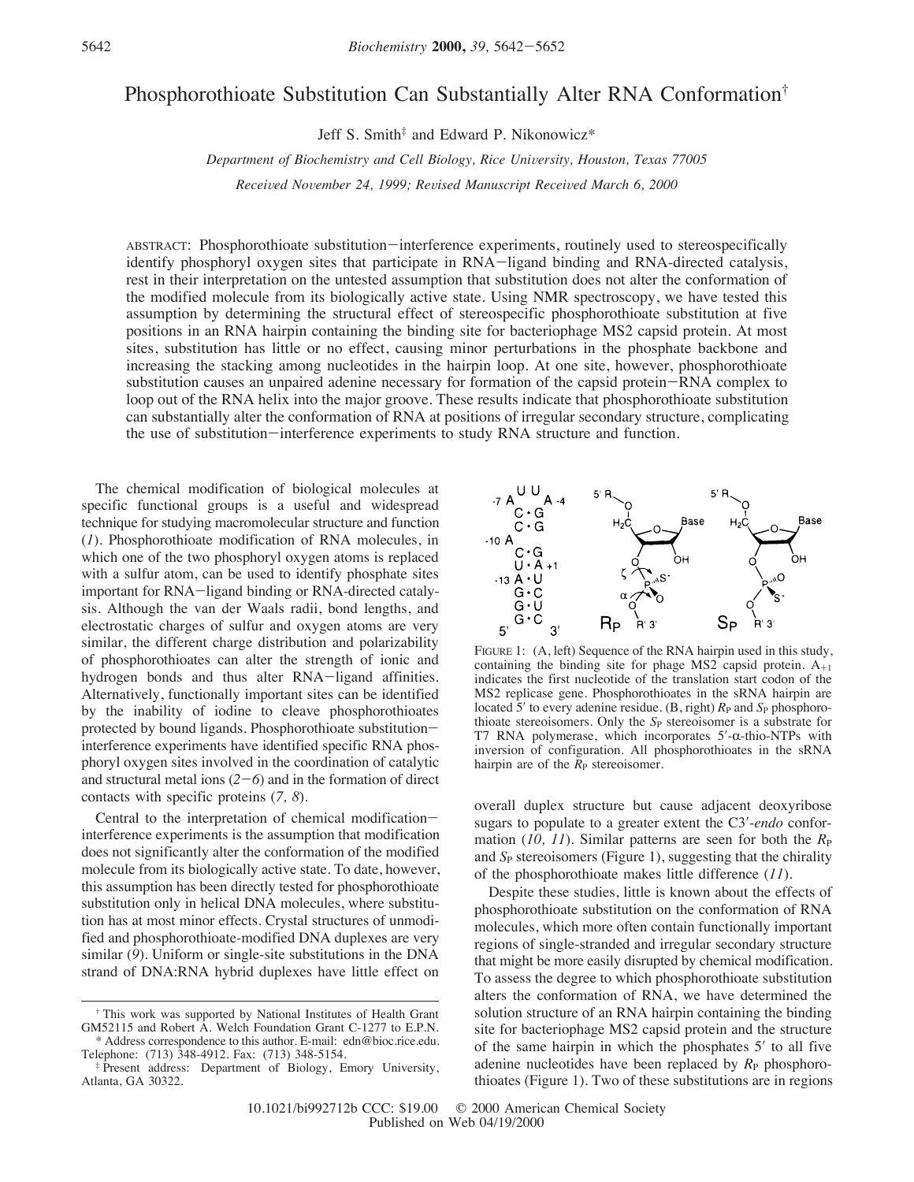# Phosphorothioate Substitution Can Substantially Alter RNA Conformation[†]

Jeff S. Smith[‡] and Edward P. Nikonowicz*

*Department of Biochemistry and Cell Biology, Rice University, Houston, Texas 77005*

*Received November 24, 1999; Revised Manuscript Received March 6, 2000*

ABSTRACT: Phosphorothioate substitution–interference experiments, routinely used to stereospecifically identify phosphoryl oxygen sites that participate in RNA–ligand binding and RNA-directed catalysis, rest in their interpretation on the untested assumption that substitution does not alter the conformation of the modified molecule from its biologically active state. Using NMR spectroscopy, we have tested this assumption by determining the structural effect of stereospecific phosphorothioate substitution at five positions in an RNA hairpin containing the binding site for bacteriophage MS2 capsid protein. At most sites, substitution has little or no effect, causing minor perturbations in the phosphate backbone and increasing the stacking among nucleotides in the hairpin loop. At one site, however, phosphorothioate substitution causes an unpaired adenine necessary for formation of the capsid protein–RNA complex to loop out of the RNA helix into the major groove. These results indicate that phosphorothioate substitution can substantially alter the conformation of RNA at positions of irregular secondary structure, complicating the use of substitution–interference experiments to study RNA structure and function.

The chemical modification of biological molecules at specific functional groups is a useful and widespread technique for studying macromolecular structure and function (*1*). Phosphorothioate modification of RNA molecules, in which one of the two phosphoryl oxygen atoms is replaced with a sulfur atom, can be used to identify phosphate sites important for RNA–ligand binding or RNA-directed catalysis. Although the van der Waals radii, bond lengths, and electrostatic charges of sulfur and oxygen atoms are very similar, the different charge distribution and polarizability of phosphorothioates can alter the strength of ionic and hydrogen bonds and thus alter RNA–ligand affinities. Alternatively, functionally important sites can be identified by the inability of iodine to cleave phosphorothioates protected by bound ligands. Phosphorothioate substitution–interference experiments have identified specific RNA phosphoryl oxygen sites involved in the coordination of catalytic and structural metal ions (*2*–*6*) and in the formation of direct contacts with specific proteins (*7, 8*).

Central to the interpretation of chemical modification–interference experiments is the assumption that modification does not significantly alter the conformation of the modified molecule from its biologically active state. To date, however, this assumption has been directly tested for phosphorothioate substitution only in helical DNA molecules, where substitution has at most minor effects. Crystal structures of unmodified and phosphorothioate-modified DNA duplexes are very similar (*9*). Uniform or single-site substitutions in the DNA strand of DNA:RNA hybrid duplexes have little effect on overall duplex structure but cause adjacent deoxyribose sugars to populate to a greater extent the C3′-*endo* conformation (*10, 11*). Similar patterns are seen for both the $R_P$ and $S_P$ stereoisomers (Figure 1), suggesting that the chirality of the phosphorothioate makes little difference (*11*).

FIGURE 1: (A, left) Sequence of the RNA hairpin used in this study, containing the binding site for phage MS2 capsid protein. $A_{+1}$ indicates the first nucleotide of the translation start codon of the MS2 replicase gene. Phosphorothioates in the sRNA hairpin are located 5′ to every adenine residue. (B, right) $R_P$ and $S_P$ phosphorothioate stereoisomers. Only the $S_P$ stereoisomer is a substrate for T7 RNA polymerase, which incorporates 5′-α-thio-NTPs with inversion of configuration. All phosphorothioates in the sRNA hairpin are of the $R_P$ stereoisomer.

Despite these studies, little is known about the effects of phosphorothioate substitution on the conformation of RNA molecules, which more often contain functionally important regions of single-stranded and irregular secondary structure that might be more easily disrupted by chemical modification. To assess the degree to which phosphorothioate substitution alters the conformation of RNA, we have determined the solution structure of an RNA hairpin containing the binding site for bacteriophage MS2 capsid protein and the structure of the same hairpin in which the phosphates 5′ to all five adenine nucleotides have been replaced by $R_P$ phosphorothioates (Figure 1). Two of these substitutions are in regions

[†] This work was supported by National Institutes of Health Grant GM52115 and Robert A. Welch Foundation Grant C-1277 to E.P.N.

\* Address correspondence to this author. E-mail: edn@bioc.rice.edu. Telephone: (713) 348-4912. Fax: (713) 348-5154.

[‡] Present address: Department of Biology, Emory University, Atlanta, GA 30322.

10.1021/bi992712b CCC: $19.00 © 2000 American Chemical Society
Published on Web 04/19/2000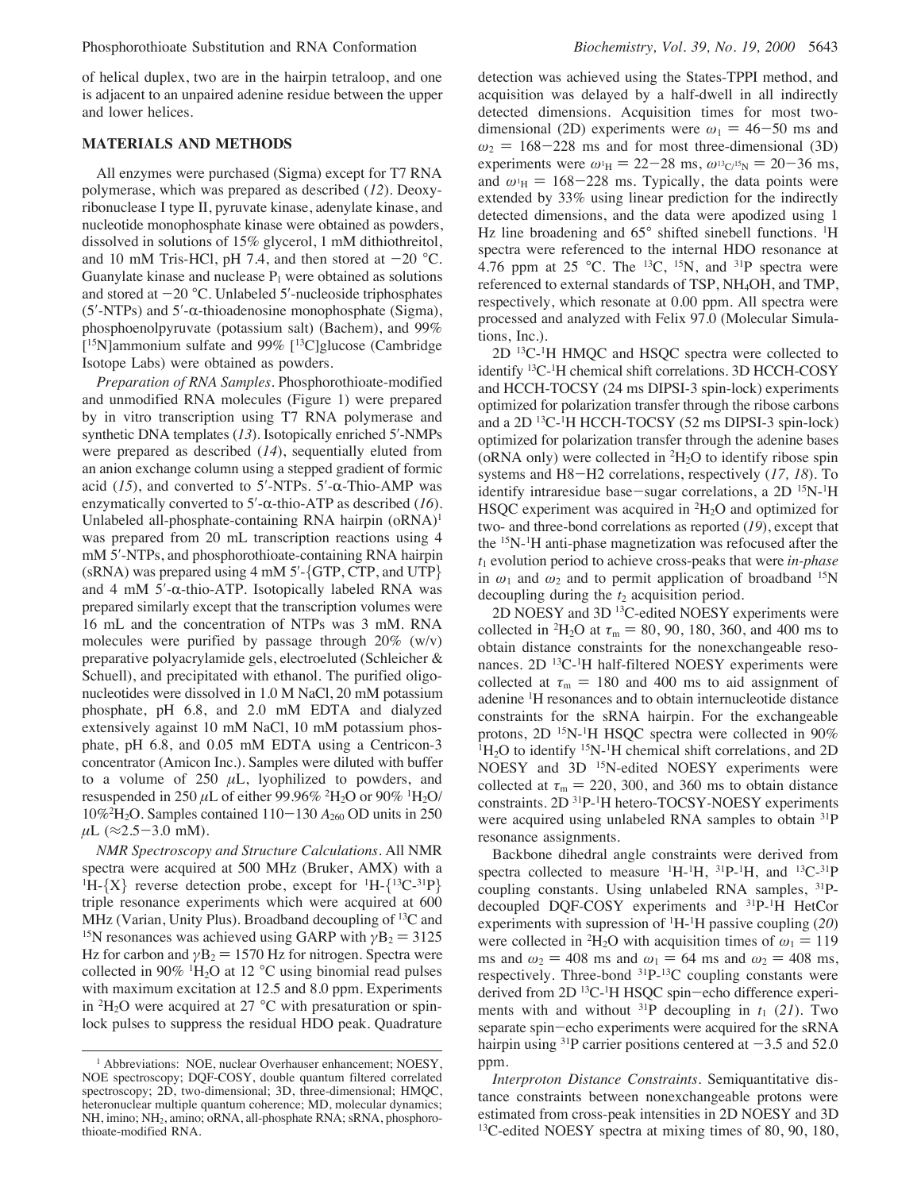of helical duplex, two are in the hairpin tetraloop, and one is adjacent to an unpaired adenine residue between the upper and lower helices.

## MATERIALS AND METHODS

All enzymes were purchased (Sigma) except for T7 RNA polymerase, which was prepared as described (*12*). Deoxyribonuclease I type II, pyruvate kinase, adenylate kinase, and nucleotide monophosphate kinase were obtained as powders, dissolved in solutions of 15% glycerol, 1 mM dithiothreitol, and 10 mM Tris-HCl, pH 7.4, and then stored at −20 °C. Guanylate kinase and nuclease $P_1$ were obtained as solutions and stored at −20 °C. Unlabeled 5′-nucleoside triphosphates (5′-NTPs) and 5′-α-thioadenosine monophosphate (Sigma), phosphoenolpyruvate (potassium salt) (Bachem), and 99% [$^{15}$N]ammonium sulfate and 99% [$^{13}$C]glucose (Cambridge Isotope Labs) were obtained as powders.

*Preparation of RNA Samples.* Phosphorothioate-modified and unmodified RNA molecules (Figure 1) were prepared by in vitro transcription using T7 RNA polymerase and synthetic DNA templates (*13*). Isotopically enriched 5′-NMPs were prepared as described (*14*), sequentially eluted from an anion exchange column using a stepped gradient of formic acid (*15*), and converted to 5′-NTPs. 5′-α-Thio-AMP was enzymatically converted to 5′-α-thio-ATP as described (*16*). Unlabeled all-phosphate-containing RNA hairpin (oRNA)[1] was prepared from 20 mL transcription reactions using 4 mM 5′-NTPs, and phosphorothioate-containing RNA hairpin (sRNA) was prepared using 4 mM 5′-{GTP, CTP, and UTP} and 4 mM 5′-α-thio-ATP. Isotopically labeled RNA was prepared similarly except that the transcription volumes were 16 mL and the concentration of NTPs was 3 mM. RNA molecules were purified by passage through 20% (w/v) preparative polyacrylamide gels, electroeluted (Schleicher & Schuell), and precipitated with ethanol. The purified oligonucleotides were dissolved in 1.0 M NaCl, 20 mM potassium phosphate, pH 6.8, and 2.0 mM EDTA and dialyzed extensively against 10 mM NaCl, 10 mM potassium phosphate, pH 6.8, and 0.05 mM EDTA using a Centricon-3 concentrator (Amicon Inc.). Samples were diluted with buffer to a volume of 250 μL, lyophilized to powders, and resuspended in 250 μL of either 99.96% $^2H_2O$ or 90% $^1H_2O$/10% $^2H_2O$. Samples contained 110−130 $A_{260}$ OD units in 250 μL (≈2.5−3.0 mM).

*NMR Spectroscopy and Structure Calculations.* All NMR spectra were acquired at 500 MHz (Bruker, AMX) with a $^1$H-{X} reverse detection probe, except for $^1$H-{$^{13}$C-$^{31}$P} triple resonance experiments which were acquired at 600 MHz (Varian, Unity Plus). Broadband decoupling of $^{13}$C and $^{15}$N resonances was achieved using GARP with $\gamma B_2 = 3125$ Hz for carbon and $\gamma B_2 = 1570$ Hz for nitrogen. Spectra were collected in 90% $^1H_2O$ at 12 °C using binomial read pulses with maximum excitation at 12.5 and 8.0 ppm. Experiments in $^2H_2O$ were acquired at 27 °C with presaturation or spin-lock pulses to suppress the residual HDO peak. Quadrature detection was achieved using the States-TPPI method, and acquisition was delayed by a half-dwell in all indirectly detected dimensions. Acquisition times for most two-dimensional (2D) experiments were $\omega_1 = 46-50$ ms and $\omega_2 = 168-228$ ms and for most three-dimensional (3D) experiments were $\omega_{^1H} = 22-28$ ms, $\omega_{^{13}C/^{15}N} = 20-36$ ms, and $\omega_{^1H} = 168-228$ ms. Typically, the data points were extended by 33% using linear prediction for the indirectly detected dimensions, and the data were apodized using 1 Hz line broadening and 65° shifted sinebell functions. $^1$H spectra were referenced to the internal HDO resonance at 4.76 ppm at 25 °C. The $^{13}$C, $^{15}$N, and $^{31}$P spectra were referenced to external standards of TSP, $NH_4OH$, and TMP, respectively, which resonate at 0.00 ppm. All spectra were processed and analyzed with Felix 97.0 (Molecular Simulations, Inc.).

2D $^{13}$C-$^1$H HMQC and HSQC spectra were collected to identify $^{13}$C-$^1$H chemical shift correlations. 3D HCCH-COSY and HCCH-TOCSY (24 ms DIPSI-3 spin-lock) experiments optimized for polarization transfer through the ribose carbons and a 2D $^{13}$C-$^1$H HCCH-TOCSY (52 ms DIPSI-3 spin-lock) optimized for polarization transfer through the adenine bases (oRNA only) were collected in $^2H_2O$ to identify ribose spin systems and H8−H2 correlations, respectively (*17, 18*). To identify intraresidue base−sugar correlations, a 2D $^{15}$N-$^1$H HSQC experiment was acquired in $^2H_2O$ and optimized for two- and three-bond correlations as reported (*19*), except that the $^{15}$N-$^1$H anti-phase magnetization was refocused after the $t_1$ evolution period to achieve cross-peaks that were *in-phase* in $\omega_1$ and $\omega_2$ and to permit application of broadband $^{15}$N decoupling during the $t_2$ acquisition period.

2D NOESY and 3D $^{13}$C-edited NOESY experiments were collected in $^2H_2O$ at $\tau_m = 80$, 90, 180, 360, and 400 ms to obtain distance constraints for the nonexchangeable resonances. 2D $^{13}$C-$^1$H half-filtered NOESY experiments were collected at $\tau_m = 180$ and 400 ms to aid assignment of adenine $^1$H resonances and to obtain internucleotide distance constraints for the sRNA hairpin. For the exchangeable protons, 2D $^{15}$N-$^1$H HSQC spectra were collected in 90% $^1H_2O$ to identify $^{15}$N-$^1$H chemical shift correlations, and 2D NOESY and 3D $^{15}$N-edited NOESY experiments were collected at $\tau_m = 220$, 300, and 360 ms to obtain distance constraints. 2D $^{31}$P-$^1$H hetero-TOCSY-NOESY experiments were acquired using unlabeled RNA samples to obtain $^{31}$P resonance assignments.

Backbone dihedral angle constraints were derived from spectra collected to measure $^1$H-$^1$H, $^{31}$P-$^1$H, and $^{13}$C-$^{31}$P coupling constants. Using unlabeled RNA samples, $^{31}$P-decoupled DQF-COSY experiments and $^{31}$P-$^1$H HetCor experiments with supression of $^1$H-$^1$H passive coupling (*20*) were collected in $^2H_2O$ with acquisition times of $\omega_1 = 119$ ms and $\omega_2 = 408$ ms and $\omega_1 = 64$ ms and $\omega_2 = 408$ ms, respectively. Three-bond $^{31}$P-$^{13}$C coupling constants were derived from 2D $^{13}$C-$^1$H HSQC spin−echo difference experiments with and without $^{31}$P decoupling in $t_1$ (*21*). Two separate spin−echo experiments were acquired for the sRNA hairpin using $^{31}$P carrier positions centered at −3.5 and 52.0 ppm.

*Interproton Distance Constraints.* Semiquantitative distance constraints between nonexchangeable protons were estimated from cross-peak intensities in 2D NOESY and 3D $^{13}$C-edited NOESY spectra at mixing times of 80, 90, 180,

[1] Abbreviations: NOE, nuclear Overhauser enhancement; NOESY, NOE spectroscopy; DQF-COSY, double quantum filtered correlated spectroscopy; 2D, two-dimensional; 3D, three-dimensional; HMQC, heteronuclear multiple quantum coherence; MD, molecular dynamics; NH, imino; $NH_2$, amino; oRNA, all-phosphate RNA; sRNA, phosphorothioate-modified RNA.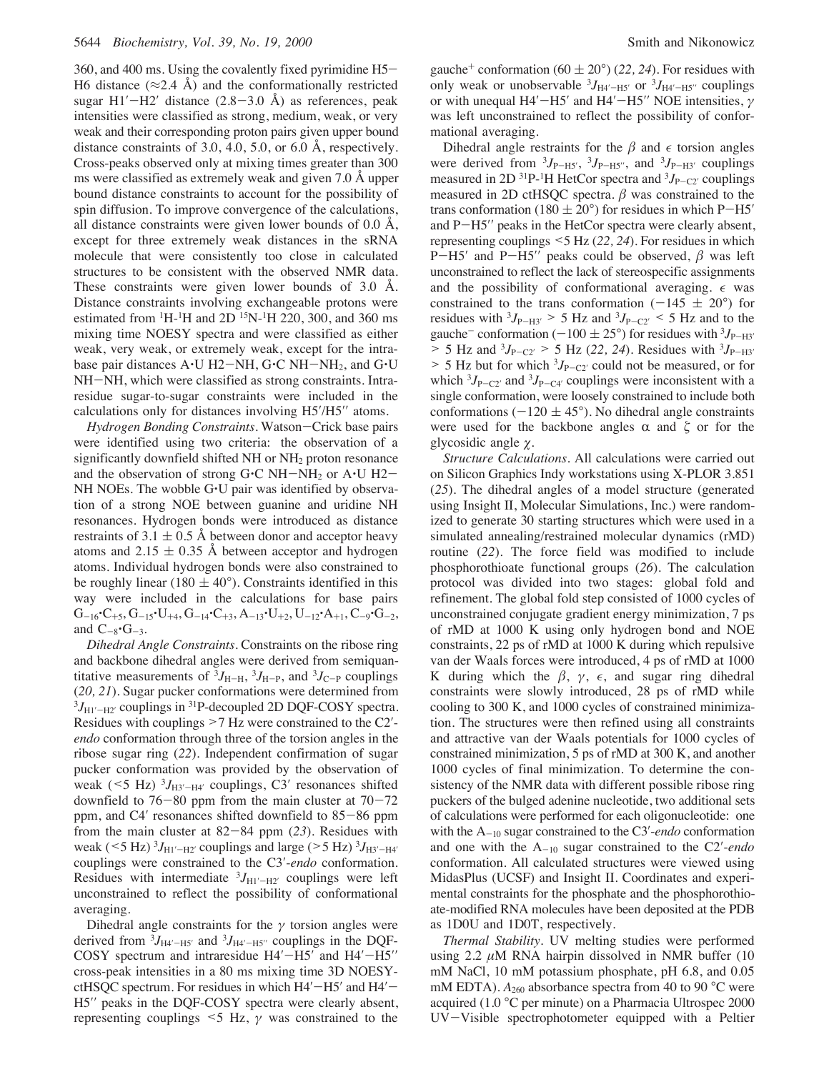360, and 400 ms. Using the covalently fixed pyrimidine H5–H6 distance (≈2.4 Å) and the conformationally restricted sugar H1′–H2′ distance (2.8–3.0 Å) as references, peak intensities were classified as strong, medium, weak, or very weak and their corresponding proton pairs given upper bound distance constraints of 3.0, 4.0, 5.0, or 6.0 Å, respectively. Cross-peaks observed only at mixing times greater than 300 ms were classified as extremely weak and given 7.0 Å upper bound distance constraints to account for the possibility of spin diffusion. To improve convergence of the calculations, all distance constraints were given lower bounds of 0.0 Å, except for three extremely weak distances in the sRNA molecule that were consistently too close in calculated structures to be consistent with the observed NMR data. These constraints were given lower bounds of 3.0 Å. Distance constraints involving exchangeable protons were estimated from $^1$H-$^1$H and 2D $^{15}$N-$^1$H 220, 300, and 360 ms mixing time NOESY spectra and were classified as either weak, very weak, or extremely weak, except for the intrabase pair distances A·U H2–NH, G·C NH–$NH_2$, and G·U NH–NH, which were classified as strong constraints. Intraresidue sugar-to-sugar constraints were included in the calculations only for distances involving H5′/H5″ atoms.

*Hydrogen Bonding Constraints*. Watson–Crick base pairs were identified using two criteria: the observation of a significantly downfield shifted NH or $NH_2$ proton resonance and the observation of strong G·C NH–$NH_2$ or A·U H2–NH NOEs. The wobble G·U pair was identified by observation of a strong NOE between guanine and uridine NH resonances. Hydrogen bonds were introduced as distance restraints of 3.1 ± 0.5 Å between donor and acceptor heavy atoms and 2.15 ± 0.35 Å between acceptor and hydrogen atoms. Individual hydrogen bonds were also constrained to be roughly linear (180 ± 40°). Constraints identified in this way were included in the calculations for base pairs $G_{-16}$·$C_{+5}$, $G_{-15}$·$U_{+4}$, $G_{-14}$·$C_{+3}$, $A_{-13}$·$U_{+2}$, $U_{-12}$·$A_{+1}$, $C_{-9}$·$G_{-2}$, and $C_{-8}$·$G_{-3}$.

*Dihedral Angle Constraints*. Constraints on the ribose ring and backbone dihedral angles were derived from semiquantitative measurements of $^3J_{H-H}$, $^3J_{H-P}$, and $^3J_{C-P}$ couplings (*20, 21*). Sugar pucker conformations were determined from $^3J_{H1'-H2'}$ couplings in $^{31}$P-decoupled 2D DQF-COSY spectra. Residues with couplings >7 Hz were constrained to the C2′-*endo* conformation through three of the torsion angles in the ribose sugar ring (*22*). Independent confirmation of sugar pucker conformation was provided by the observation of weak (<5 Hz) $^3J_{H3'-H4'}$ couplings, C3′ resonances shifted downfield to 76–80 ppm from the main cluster at 70–72 ppm, and C4′ resonances shifted downfield to 85–86 ppm from the main cluster at 82–84 ppm (*23*). Residues with weak (<5 Hz) $^3J_{H1'-H2'}$ couplings and large (>5 Hz) $^3J_{H3'-H4'}$ couplings were constrained to the C3′-*endo* conformation. Residues with intermediate $^3J_{H1'-H2'}$ couplings were left unconstrained to reflect the possibility of conformational averaging.

Dihedral angle constraints for the γ torsion angles were derived from $^3J_{H4'-H5'}$ and $^3J_{H4'-H5''}$ couplings in the DQF-COSY spectrum and intraresidue H4′–H5′ and H4′–H5″ cross-peak intensities in a 80 ms mixing time 3D NOESY-ctHSQC spectrum. For residues in which H4′–H5′ and H4′–H5″ peaks in the DQF-COSY spectra were clearly absent, representing couplings <5 Hz, γ was constrained to the gauche$^+$ conformation (60 ± 20°) (*22, 24*). For residues with only weak or unobservable $^3J_{H4'-H5'}$ or $^3J_{H4'-H5''}$ couplings or with unequal H4′–H5′ and H4′–H5″ NOE intensities, γ was left unconstrained to reflect the possibility of conformational averaging.

Dihedral angle restraints for the β and ε torsion angles were derived from $^3J_{P-H5'}$, $^3J_{P-H5''}$, and $^3J_{P-H3'}$ couplings measured in 2D $^{31}$P-$^1$H HetCor spectra and $^3J_{P-C2'}$ couplings measured in 2D ctHSQC spectra. β was constrained to the trans conformation (180 ± 20°) for residues in which P–H5′ and P–H5″ peaks in the HetCor spectra were clearly absent, representing couplings <5 Hz (*22, 24*). For residues in which P–H5′ and P–H5″ peaks could be observed, β was left unconstrained to reflect the lack of stereospecific assignments and the possibility of conformational averaging. ε was constrained to the trans conformation (−145 ± 20°) for residues with $^3J_{P-H3'}$ > 5 Hz and $^3J_{P-C2'}$ < 5 Hz and to the gauche$^-$ conformation (−100 ± 25°) for residues with $^3J_{P-H3'}$ > 5 Hz and $^3J_{P-C2'}$ > 5 Hz (*22, 24*). Residues with $^3J_{P-H3'}$ > 5 Hz but for which $^3J_{P-C2'}$ could not be measured, or for which $^3J_{P-C2'}$ and $^3J_{P-C4'}$ couplings were inconsistent with a single conformation, were loosely constrained to include both conformations (−120 ± 45°). No dihedral angle constraints were used for the backbone angles α and ζ or for the glycosidic angle χ.

*Structure Calculations*. All calculations were carried out on Silicon Graphics Indy workstations using X-PLOR 3.851 (*25*). The dihedral angles of a model structure (generated using Insight II, Molecular Simulations, Inc.) were randomized to generate 30 starting structures which were used in a simulated annealing/restrained molecular dynamics (rMD) routine (*22*). The force field was modified to include phosphorothioate functional groups (*26*). The calculation protocol was divided into two stages: global fold and refinement. The global fold step consisted of 1000 cycles of unconstrained conjugate gradient energy minimization, 7 ps of rMD at 1000 K using only hydrogen bond and NOE constraints, 22 ps of rMD at 1000 K during which repulsive van der Waals forces were introduced, 4 ps of rMD at 1000 K during which the β, γ, ε, and sugar ring dihedral constraints were slowly introduced, 28 ps of rMD while cooling to 300 K, and 1000 cycles of constrained minimization. The structures were then refined using all constraints and attractive van der Waals potentials for 1000 cycles of constrained minimization, 5 ps of rMD at 300 K, and another 1000 cycles of final minimization. To determine the consistency of the NMR data with different possible ribose ring puckers of the bulged adenine nucleotide, two additional sets of calculations were performed for each oligonucleotide: one with the $A_{-10}$ sugar constrained to the C3′-*endo* conformation and one with the $A_{-10}$ sugar constrained to the C2′-*endo* conformation. All calculated structures were viewed using MidasPlus (UCSF) and Insight II. Coordinates and experimental constraints for the phosphate and the phosphorothioate-modified RNA molecules have been deposited at the PDB as 1D0U and 1D0T, respectively.

*Thermal Stability*. UV melting studies were performed using 2.2 μM RNA hairpin dissolved in NMR buffer (10 mM NaCl, 10 mM potassium phosphate, pH 6.8, and 0.05 mM EDTA). $A_{260}$ absorbance spectra from 40 to 90 °C were acquired (1.0 °C per minute) on a Pharmacia Ultrospec 2000 UV–Visible spectrophotometer equipped with a Peltier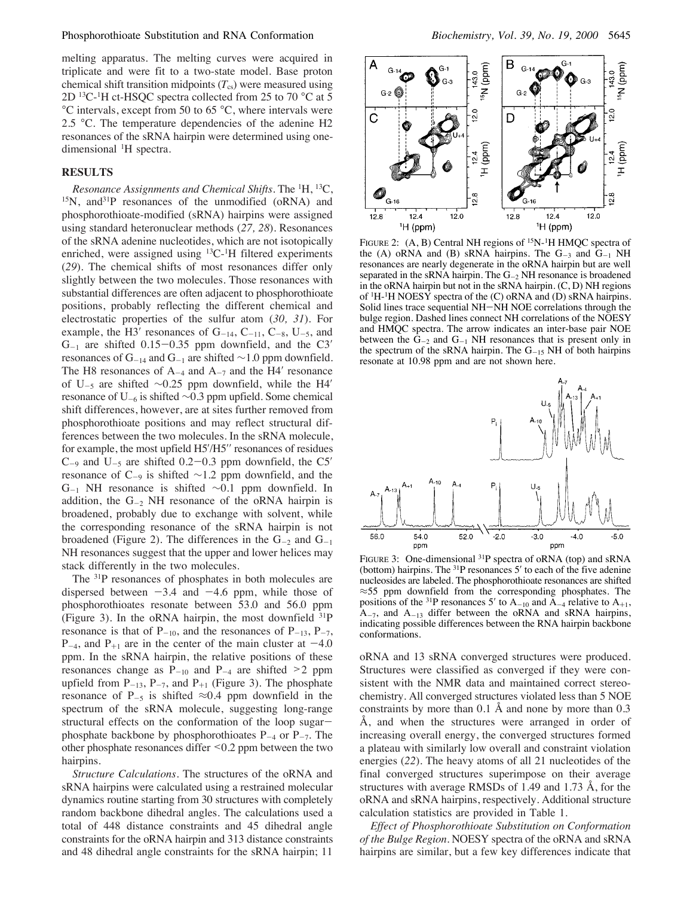melting apparatus. The melting curves were acquired in triplicate and were fit to a two-state model. Base proton chemical shift transition midpoints ($T_{cs}$) were measured using 2D $^{13}$C-$^{1}$H ct-HSQC spectra collected from 25 to 70 °C at 5 °C intervals, except from 50 to 65 °C, where intervals were 2.5 °C. The temperature dependencies of the adenine H2 resonances of the sRNA hairpin were determined using one-dimensional $^{1}$H spectra.

## RESULTS

*Resonance Assignments and Chemical Shifts.* The $^{1}$H, $^{13}$C, $^{15}$N, and $^{31}$P resonances of the unmodified (oRNA) and phosphorothioate-modified (sRNA) hairpins were assigned using standard heteronuclear methods (*27, 28*). Resonances of the sRNA adenine nucleotides, which are not isotopically enriched, were assigned using $^{13}$C-$^{1}$H filtered experiments (*29*). The chemical shifts of most resonances differ only slightly between the two molecules. Those resonances with substantial differences are often adjacent to phosphorothioate positions, probably reflecting the different chemical and electrostatic properties of the sulfur atom (*30, 31*). For example, the H3′ resonances of $G_{-14}$, $C_{-11}$, $C_{-8}$, $U_{-5}$, and $G_{-1}$ are shifted 0.15−0.35 ppm downfield, and the C3′ resonances of $G_{-14}$ and $G_{-1}$ are shifted ~1.0 ppm downfield. The H8 resonances of $A_{-4}$ and $A_{-7}$ and the H4′ resonance of $U_{-5}$ are shifted ~0.25 ppm downfield, while the H4′ resonance of $U_{-6}$ is shifted ~0.3 ppm upfield. Some chemical shift differences, however, are at sites further removed from phosphorothioate positions and may reflect structural differences between the two molecules. In the sRNA molecule, for example, the most upfield H5′/H5′′ resonances of residues $C_{-9}$ and $U_{-5}$ are shifted 0.2−0.3 ppm downfield, the C5′ resonance of $C_{-9}$ is shifted ~1.2 ppm downfield, and the $G_{-1}$ NH resonance is shifted ~0.1 ppm downfield. In addition, the $G_{-2}$ NH resonance of the oRNA hairpin is broadened, probably due to exchange with solvent, while the corresponding resonance of the sRNA hairpin is not broadened (Figure 2). The differences in the $G_{-2}$ and $G_{-1}$ NH resonances suggest that the upper and lower helices may stack differently in the two molecules.

The $^{31}$P resonances of phosphates in both molecules are dispersed between −3.4 and −4.6 ppm, while those of phosphorothioates resonate between 53.0 and 56.0 ppm (Figure 3). In the oRNA hairpin, the most downfield $^{31}$P resonance is that of $P_{-10}$, and the resonances of $P_{-13}$, $P_{-7}$, $P_{-4}$, and $P_{+1}$ are in the center of the main cluster at −4.0 ppm. In the sRNA hairpin, the relative positions of these resonances change as $P_{-10}$ and $P_{-4}$ are shifted >2 ppm upfield from $P_{-13}$, $P_{-7}$, and $P_{+1}$ (Figure 3). The phosphate resonance of $P_{-5}$ is shifted ≈0.4 ppm downfield in the spectrum of the sRNA molecule, suggesting long-range structural effects on the conformation of the loop sugar−phosphate backbone by phosphorothioates $P_{-4}$ or $P_{-7}$. The other phosphate resonances differ <0.2 ppm between the two hairpins.

*Structure Calculations.* The structures of the oRNA and sRNA hairpins were calculated using a restrained molecular dynamics routine starting from 30 structures with completely random backbone dihedral angles. The calculations used a total of 448 distance constraints and 45 dihedral angle constraints for the oRNA hairpin and 313 distance constraints and 48 dihedral angle constraints for the sRNA hairpin; 11 oRNA and 13 sRNA converged structures were produced. Structures were classified as converged if they were consistent with the NMR data and maintained correct stereochemistry. All converged structures violated less than 5 NOE constraints by more than 0.1 Å and none by more than 0.3 Å, and when the structures were arranged in order of increasing overall energy, the converged structures formed a plateau with similarly low overall and constraint violation energies (*22*). The heavy atoms of all 21 nucleotides of the final converged structures superimpose on their average structures with average RMSDs of 1.49 and 1.73 Å, for the oRNA and sRNA hairpins, respectively. Additional structure calculation statistics are provided in Table 1.

*Effect of Phosphorothioate Substitution on Conformation of the Bulge Region.* NOESY spectra of the oRNA and sRNA hairpins are similar, but a few key differences indicate that

FIGURE 2: (A, B) Central NH regions of $^{15}$N-$^{1}$H HMQC spectra of the (A) oRNA and (B) sRNA hairpins. The $G_{-3}$ and $G_{-1}$ NH resonances are nearly degenerate in the oRNA hairpin but are well separated in the sRNA hairpin. The $G_{-2}$ NH resonance is broadened in the oRNA hairpin but not in the sRNA hairpin. (C, D) NH regions of $^{1}$H-$^{1}$H NOESY spectra of the (C) oRNA and (D) sRNA hairpins. Solid lines trace sequential NH−NH NOE correlations through the bulge region. Dashed lines connect NH correlations of the NOESY and HMQC spectra. The arrow indicates an inter-base pair NOE between the $G_{-2}$ and $G_{-1}$ NH resonances that is present only in the spectrum of the sRNA hairpin. The $G_{-15}$ NH of both hairpins resonate at 10.98 ppm and are not shown here.

FIGURE 3: One-dimensional $^{31}$P spectra of oRNA (top) and sRNA (bottom) hairpins. The $^{31}$P resonances 5′ to each of the five adenine nucleosides are labeled. The phosphorothioate resonances are shifted ≈55 ppm downfield from the corresponding phosphates. The positions of the $^{31}$P resonances 5′ to $A_{-10}$ and $A_{-4}$ relative to $A_{+1}$, $A_{-7}$, and $A_{-13}$ differ between the oRNA and sRNA hairpins, indicating possible differences between the RNA hairpin backbone conformations.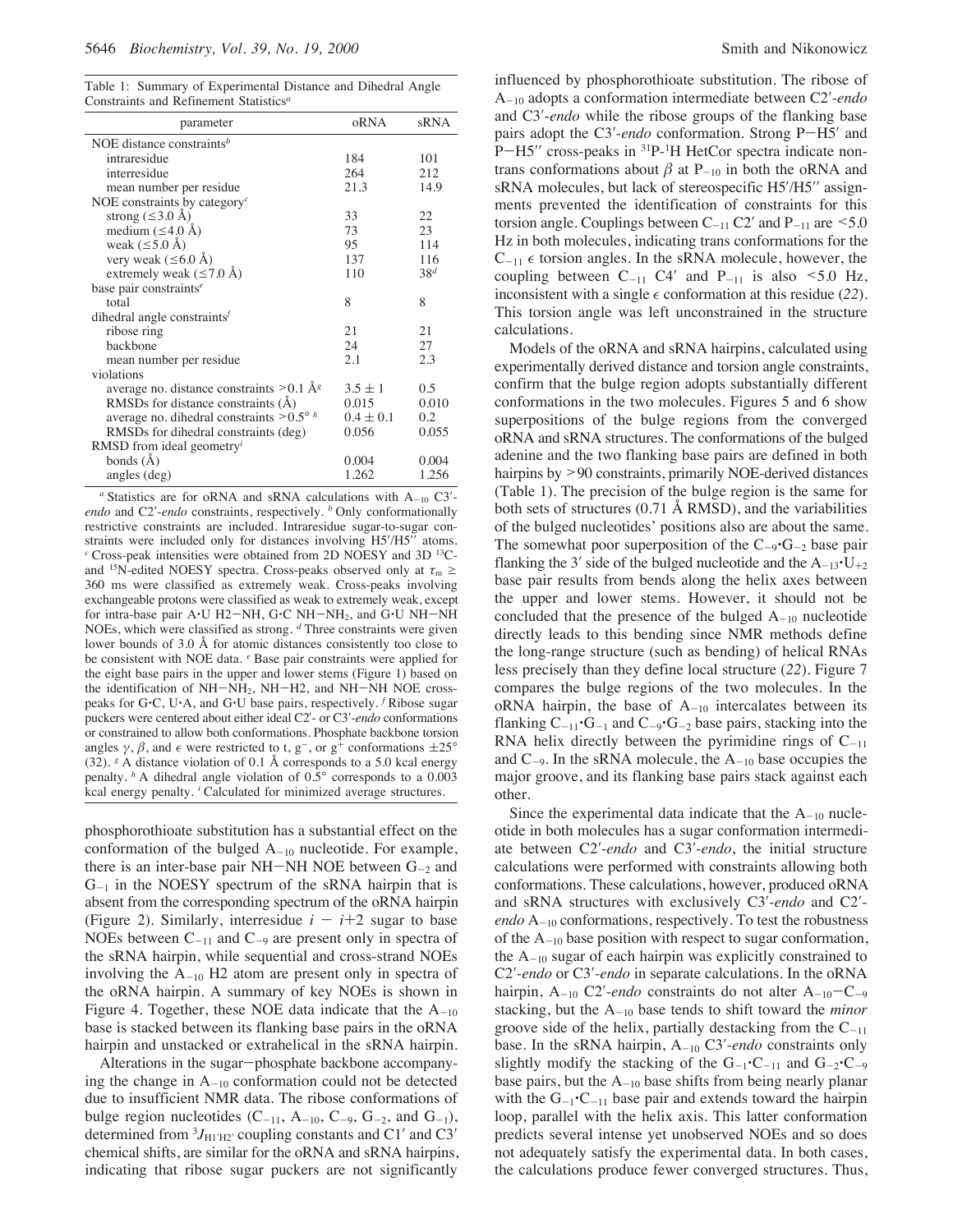Table 1: Summary of Experimental Distance and Dihedral Angle Constraints and Refinement Statistics[a]

| parameter | oRNA | sRNA |
|---|---|---|
| NOE distance constraints[b] | | |
| intraresidue | 184 | 101 |
| interresidue | 264 | 212 |
| mean number per residue | 21.3 | 14.9 |
| NOE constraints by category[c] | | |
| strong (≤3.0 Å) | 33 | 22 |
| medium (≤4.0 Å) | 73 | 23 |
| weak (≤5.0 Å) | 95 | 114 |
| very weak (≤6.0 Å) | 137 | 116 |
| extremely weak (≤7.0 Å) | 110 | 38[d] |
| base pair constraints[e] | | |
| total | 8 | 8 |
| dihedral angle constraints[f] | | |
| ribose ring | 21 | 21 |
| backbone | 24 | 27 |
| mean number per residue | 2.1 | 2.3 |
| violations | | |
| average no. distance constraints >0.1 Å[g] | 3.5 ± 1 | 0.5 |
| RMSDs for distance constraints (Å) | 0.015 | 0.010 |
| average no. dihedral constraints >0.5°[h] | 0.4 ± 0.1 | 0.2 |
| RMSDs for dihedral constraints (deg) | 0.056 | 0.055 |
| RMSD from ideal geometry[i] | | |
| bonds (Å) | 0.004 | 0.004 |
| angles (deg) | 1.262 | 1.256 |

[a] Statistics are for oRNA and sRNA calculations with $A_{-10}$ C3′-*endo* and C2′-*endo* constraints, respectively. [b] Only conformationally restrictive constraints are included. Intraresidue sugar-to-sugar constraints were included only for distances involving H5′/H5″ atoms. [c] Cross-peak intensities were obtained from 2D NOESY and 3D $^{13}$C- and $^{15}$N-edited NOESY spectra. Cross-peaks observed only at $\tau_m \geq$ 360 ms were classified as extremely weak. Cross-peaks involving exchangeable protons were classified as weak to extremely weak, except for intra-base pair A·U H2−NH, G·C NH−NH$_2$, and G·U NH−NH NOEs, which were classified as strong. [d] Three constraints were given lower bounds of 3.0 Å for atomic distances consistently too close to be consistent with NOE data. [e] Base pair constraints were applied for the eight base pairs in the upper and lower stems (Figure 1) based on the identification of NH−NH$_2$, NH−H2, and NH−NH NOE cross-peaks for G·C, U·A, and G·U base pairs, respectively. [f] Ribose sugar puckers were centered about either ideal C2′- or C3′-*endo* conformations or constrained to allow both conformations. Phosphate backbone torsion angles $\gamma$, $\beta$, and $\epsilon$ were restricted to t, g$^-$, or g$^+$ conformations ±25° (32). [g] A distance violation of 0.1 Å corresponds to a 5.0 kcal energy penalty. [h] A dihedral angle violation of 0.5° corresponds to a 0.003 kcal energy penalty. [i] Calculated for minimized average structures.

phosphorothioate substitution has a substantial effect on the conformation of the bulged $A_{-10}$ nucleotide. For example, there is an inter-base pair NH−NH NOE between $G_{-2}$ and $G_{-1}$ in the NOESY spectrum of the sRNA hairpin that is absent from the corresponding spectrum of the oRNA hairpin (Figure 2). Similarly, interresidue $i - i$+2 sugar to base NOEs between $C_{-11}$ and $C_{-9}$ are present only in spectra of the sRNA hairpin, while sequential and cross-strand NOEs involving the $A_{-10}$ H2 atom are present only in spectra of the oRNA hairpin. A summary of key NOEs is shown in Figure 4. Together, these NOE data indicate that the $A_{-10}$ base is stacked between its flanking base pairs in the oRNA hairpin and unstacked or extrahelical in the sRNA hairpin.

Alterations in the sugar−phosphate backbone accompanying the change in $A_{-10}$ conformation could not be detected due to insufficient NMR data. The ribose conformations of bulge region nucleotides ($C_{-11}$, $A_{-10}$, $C_{-9}$, $G_{-2}$, and $G_{-1}$), determined from $^3J_{H1'H2'}$ coupling constants and C1′ and C3′ chemical shifts, are similar for the oRNA and sRNA hairpins, indicating that ribose sugar puckers are not significantly influenced by phosphorothioate substitution. The ribose of $A_{-10}$ adopts a conformation intermediate between C2′-*endo* and C3′-*endo* while the ribose groups of the flanking base pairs adopt the C3′-*endo* conformation. Strong P−H5′ and P−H5″ cross-peaks in $^{31}$P-$^1$H HetCor spectra indicate non-trans conformations about $\beta$ at $P_{-10}$ in both the oRNA and sRNA molecules, but lack of stereospecific H5′/H5″ assignments prevented the identification of constraints for this torsion angle. Couplings between $C_{-11}$ C2′ and $P_{-11}$ are <5.0 Hz in both molecules, indicating trans conformations for the $C_{-11}$ $\epsilon$ torsion angles. In the sRNA molecule, however, the coupling between $C_{-11}$ C4′ and $P_{-11}$ is also <5.0 Hz, inconsistent with a single $\epsilon$ conformation at this residue (22). This torsion angle was left unconstrained in the structure calculations.

Models of the oRNA and sRNA hairpins, calculated using experimentally derived distance and torsion angle constraints, confirm that the bulge region adopts substantially different conformations in the two molecules. Figures 5 and 6 show superpositions of the bulge regions from the converged oRNA and sRNA structures. The conformations of the bulged adenine and the two flanking base pairs are defined in both hairpins by >90 constraints, primarily NOE-derived distances (Table 1). The precision of the bulge region is the same for both sets of structures (0.71 Å RMSD), and the variabilities of the bulged nucleotides' positions also are about the same. The somewhat poor superposition of the $C_{-9}$·$G_{-2}$ base pair flanking the 3′ side of the bulged nucleotide and the $A_{-13}$·$U_{+2}$ base pair results from bends along the helix axes between the upper and lower stems. However, it should not be concluded that the presence of the bulged $A_{-10}$ nucleotide directly leads to this bending since NMR methods define the long-range structure (such as bending) of helical RNAs less precisely than they define local structure (22). Figure 7 compares the bulge regions of the two molecules. In the oRNA hairpin, the base of $A_{-10}$ intercalates between its flanking $C_{-11}$·$G_{-1}$ and $C_{-9}$·$G_{-2}$ base pairs, stacking into the RNA helix directly between the pyrimidine rings of $C_{-11}$ and $C_{-9}$. In the sRNA molecule, the $A_{-10}$ base occupies the major groove, and its flanking base pairs stack against each other.

Since the experimental data indicate that the $A_{-10}$ nucleotide in both molecules has a sugar conformation intermediate between C2′-*endo* and C3′-*endo*, the initial structure calculations were performed with constraints allowing both conformations. These calculations, however, produced oRNA and sRNA structures with exclusively C3′-*endo* and C2′-*endo* $A_{-10}$ conformations, respectively. To test the robustness of the $A_{-10}$ base position with respect to sugar conformation, the $A_{-10}$ sugar of each hairpin was explicitly constrained to C2′-*endo* or C3′-*endo* in separate calculations. In the oRNA hairpin, $A_{-10}$ C2′-*endo* constraints do not alter $A_{-10}$−$C_{-9}$ stacking, but the $A_{-10}$ base tends to shift toward the *minor* groove side of the helix, partially destacking from the $C_{-11}$ base. In the sRNA hairpin, $A_{-10}$ C3′-*endo* constraints only slightly modify the stacking of the $G_{-1}$·$C_{-11}$ and $G_{-2}$·$C_{-9}$ base pairs, but the $A_{-10}$ base shifts from being nearly planar with the $G_{-1}$·$C_{-11}$ base pair and extends toward the hairpin loop, parallel with the helix axis. This latter conformation predicts several intense yet unobserved NOEs and so does not adequately satisfy the experimental data. In both cases, the calculations produce fewer converged structures. Thus,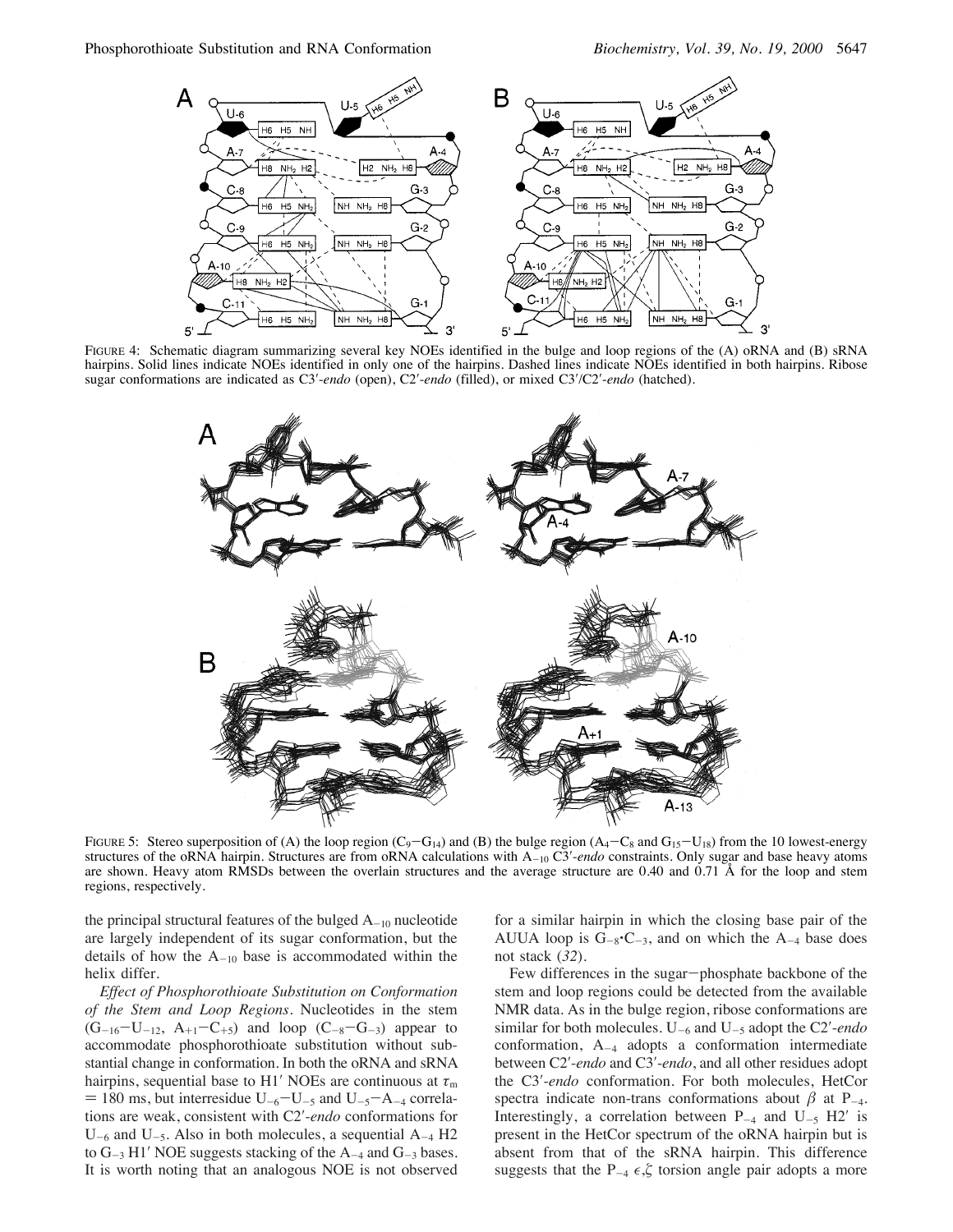FIGURE 4: Schematic diagram summarizing several key NOEs identified in the bulge and loop regions of the (A) oRNA and (B) sRNA hairpins. Solid lines indicate NOEs identified in only one of the hairpins. Dashed lines indicate NOEs identified in both hairpins. Ribose sugar conformations are indicated as C3′-*endo* (open), C2′-*endo* (filled), or mixed C3′/C2′-*endo* (hatched).

FIGURE 5: Stereo superposition of (A) the loop region ($C_9$–$G_{14}$) and (B) the bulge region ($A_4$–$C_8$ and $G_{15}$–$U_{18}$) from the 10 lowest-energy structures of the oRNA hairpin. Structures are from oRNA calculations with $A_{-10}$ C3′-*endo* constraints. Only sugar and base heavy atoms are shown. Heavy atom RMSDs between the overlain structures and the average structure are 0.40 and 0.71 Å for the loop and stem regions, respectively.

the principal structural features of the bulged $A_{-10}$ nucleotide are largely independent of its sugar conformation, but the details of how the $A_{-10}$ base is accommodated within the helix differ.

*Effect of Phosphorothioate Substitution on Conformation of the Stem and Loop Regions.* Nucleotides in the stem ($G_{-16}$–$U_{-12}$, $A_{+1}$–$C_{+5}$) and loop ($C_{-8}$–$G_{-3}$) appear to accommodate phosphorothioate substitution without substantial change in conformation. In both the oRNA and sRNA hairpins, sequential base to H1′ NOEs are continuous at $\tau_m$ = 180 ms, but interresidue $U_{-6}$–$U_{-5}$ and $U_{-5}$–$A_{-4}$ correlations are weak, consistent with C2′-*endo* conformations for $U_{-6}$ and $U_{-5}$. Also in both molecules, a sequential $A_{-4}$ H2 to $G_{-3}$ H1′ NOE suggests stacking of the $A_{-4}$ and $G_{-3}$ bases. It is worth noting that an analogous NOE is not observed for a similar hairpin in which the closing base pair of the AUUA loop is $G_{-8}$•$C_{-3}$, and on which the $A_{-4}$ base does not stack (*32*).

Few differences in the sugar–phosphate backbone of the stem and loop regions could be detected from the available NMR data. As in the bulge region, ribose conformations are similar for both molecules. $U_{-6}$ and $U_{-5}$ adopt the C2′-*endo* conformation, $A_{-4}$ adopts a conformation intermediate between C2′-*endo* and C3′-*endo*, and all other residues adopt the C3′-*endo* conformation. For both molecules, HetCor spectra indicate non-trans conformations about $\beta$ at $P_{-4}$. Interestingly, a correlation between $P_{-4}$ and $U_{-5}$ H2′ is present in the HetCor spectrum of the oRNA hairpin but is absent from that of the sRNA hairpin. This difference suggests that the $P_{-4}$ $\epsilon,\zeta$ torsion angle pair adopts a more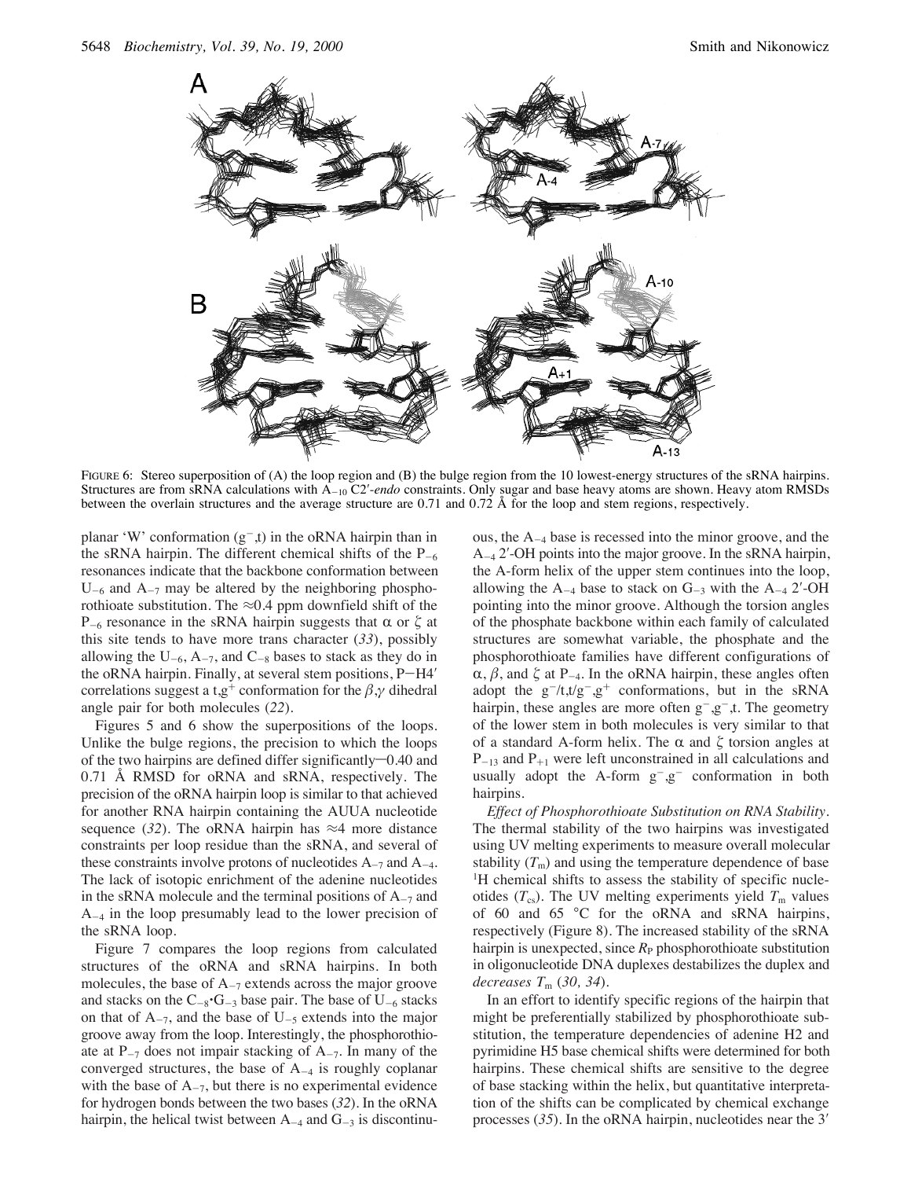FIGURE 6: Stereo superposition of (A) the loop region and (B) the bulge region from the 10 lowest-energy structures of the sRNA hairpins. Structures are from sRNA calculations with $A_{-10}$ C2′-*endo* constraints. Only sugar and base heavy atoms are shown. Heavy atom RMSDs between the overlain structures and the average structure are 0.71 and 0.72 Å for the loop and stem regions, respectively.

planar 'W' conformation ($g^-$,t) in the oRNA hairpin than in the sRNA hairpin. The different chemical shifts of the $P_{-6}$ resonances indicate that the backbone conformation between $U_{-6}$ and $A_{-7}$ may be altered by the neighboring phosphorothioate substitution. The ≈0.4 ppm downfield shift of the $P_{-6}$ resonance in the sRNA hairpin suggests that α or ζ at this site tends to have more trans character (*33*), possibly allowing the $U_{-6}$, $A_{-7}$, and $C_{-8}$ bases to stack as they do in the oRNA hairpin. Finally, at several stem positions, P−H4′ correlations suggest a t,$g^+$ conformation for the β,γ dihedral angle pair for both molecules (*22*).

Figures 5 and 6 show the superpositions of the loops. Unlike the bulge regions, the precision to which the loops of the two hairpins are defined differ significantly—0.40 and 0.71 Å RMSD for oRNA and sRNA, respectively. The precision of the oRNA hairpin loop is similar to that achieved for another RNA hairpin containing the AUUA nucleotide sequence (*32*). The oRNA hairpin has ≈4 more distance constraints per loop residue than the sRNA, and several of these constraints involve protons of nucleotides $A_{-7}$ and $A_{-4}$. The lack of isotopic enrichment of the adenine nucleotides in the sRNA molecule and the terminal positions of $A_{-7}$ and $A_{-4}$ in the loop presumably lead to the lower precision of the sRNA loop.

Figure 7 compares the loop regions from calculated structures of the oRNA and sRNA hairpins. In both molecules, the base of $A_{-7}$ extends across the major groove and stacks on the $C_{-8}$·$G_{-3}$ base pair. The base of $U_{-6}$ stacks on that of $A_{-7}$, and the base of $U_{-5}$ extends into the major groove away from the loop. Interestingly, the phosphorothioate at $P_{-7}$ does not impair stacking of $A_{-7}$. In many of the converged structures, the base of $A_{-4}$ is roughly coplanar with the base of $A_{-7}$, but there is no experimental evidence for hydrogen bonds between the two bases (*32*). In the oRNA hairpin, the helical twist between $A_{-4}$ and $G_{-3}$ is discontinuous, the $A_{-4}$ base is recessed into the minor groove, and the $A_{-4}$ 2′-OH points into the major groove. In the sRNA hairpin, the A-form helix of the upper stem continues into the loop, allowing the $A_{-4}$ base to stack on $G_{-3}$ with the $A_{-4}$ 2′-OH pointing into the minor groove. Although the torsion angles of the phosphate backbone within each family of calculated structures are somewhat variable, the phosphate and the phosphorothioate families have different configurations of α, β, and ζ at $P_{-4}$. In the oRNA hairpin, these angles often adopt the $g^-$/t,t/$g^-$,$g^+$ conformations, but in the sRNA hairpin, these angles are more often $g^-$,$g^-$,t. The geometry of the lower stem in both molecules is very similar to that of a standard A-form helix. The α and ζ torsion angles at $P_{-13}$ and $P_{+1}$ were left unconstrained in all calculations and usually adopt the A-form $g^-$,$g^-$ conformation in both hairpins.

*Effect of Phosphorothioate Substitution on RNA Stability*. The thermal stability of the two hairpins was investigated using UV melting experiments to measure overall molecular stability ($T_m$) and using the temperature dependence of base $^1$H chemical shifts to assess the stability of specific nucleotides ($T_{cs}$). The UV melting experiments yield $T_m$ values of 60 and 65 °C for the oRNA and sRNA hairpins, respectively (Figure 8). The increased stability of the sRNA hairpin is unexpected, since $R_P$ phosphorothioate substitution in oligonucleotide DNA duplexes destabilizes the duplex and *decreases* $T_m$ (*30, 34*).

In an effort to identify specific regions of the hairpin that might be preferentially stabilized by phosphorothioate substitution, the temperature dependencies of adenine H2 and pyrimidine H5 base chemical shifts were determined for both hairpins. These chemical shifts are sensitive to the degree of base stacking within the helix, but quantitative interpretation of the shifts can be complicated by chemical exchange processes (*35*). In the oRNA hairpin, nucleotides near the 3′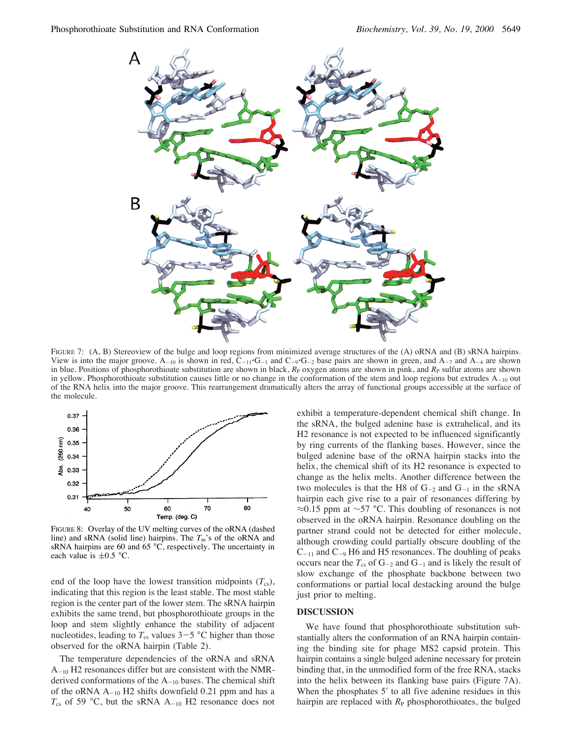FIGURE 7: (A, B) Stereoview of the bulge and loop regions from minimized average structures of the (A) oRNA and (B) sRNA hairpins. View is into the major groove. $A_{-10}$ is shown in red, $C_{-11}{\cdot}G_{-1}$ and $C_{-9}{\cdot}G_{-2}$ base pairs are shown in green, and $A_{-7}$ and $A_{-4}$ are shown in blue. Positions of phosphorothioate substitution are shown in black, $R_P$ oxygen atoms are shown in pink, and $R_P$ sulfur atoms are shown in yellow. Phosphorothioate substitution causes little or no change in the conformation of the stem and loop regions but extrudes $A_{-10}$ out of the RNA helix into the major groove. This rearrangement dramatically alters the array of functional groups accessible at the surface of the molecule.

FIGURE 8: Overlay of the UV melting curves of the oRNA (dashed line) and sRNA (solid line) hairpins. The $T_m$'s of the oRNA and sRNA hairpins are 60 and 65 °C, respectively. The uncertainty in each value is ±0.5 °C.

end of the loop have the lowest transition midpoints ($T_{cs}$), indicating that this region is the least stable. The most stable region is the center part of the lower stem. The sRNA hairpin exhibits the same trend, but phosphorothioate groups in the loop and stem slightly enhance the stability of adjacent nucleotides, leading to $T_{cs}$ values 3−5 °C higher than those observed for the oRNA hairpin (Table 2).

The temperature dependencies of the oRNA and sRNA $A_{-10}$ H2 resonances differ but are consistent with the NMR-derived conformations of the $A_{-10}$ bases. The chemical shift of the oRNA $A_{-10}$ H2 shifts downfield 0.21 ppm and has a $T_{cs}$ of 59 °C, but the sRNA $A_{-10}$ H2 resonance does not exhibit a temperature-dependent chemical shift change. In the sRNA, the bulged adenine base is extrahelical, and its H2 resonance is not expected to be influenced significantly by ring currents of the flanking bases. However, since the bulged adenine base of the oRNA hairpin stacks into the helix, the chemical shift of its H2 resonance is expected to change as the helix melts. Another difference between the two molecules is that the H8 of $G_{-2}$ and $G_{-1}$ in the sRNA hairpin each give rise to a pair of resonances differing by ≈0.15 ppm at ~57 °C. This doubling of resonances is not observed in the oRNA hairpin. Resonance doubling on the partner strand could not be detected for either molecule, although crowding could partially obscure doubling of the $C_{-11}$ and $C_{-9}$ H6 and H5 resonances. The doubling of peaks occurs near the $T_{cs}$ of $G_{-2}$ and $G_{-1}$ and is likely the result of slow exchange of the phosphate backbone between two conformations or partial local destacking around the bulge just prior to melting.

## DISCUSSION

We have found that phosphorothioate substitution substantially alters the conformation of an RNA hairpin containing the binding site for phage MS2 capsid protein. This hairpin contains a single bulged adenine necessary for protein binding that, in the unmodified form of the free RNA, stacks into the helix between its flanking base pairs (Figure 7A). When the phosphates 5′ to all five adenine residues in this hairpin are replaced with $R_P$ phosphorothioates, the bulged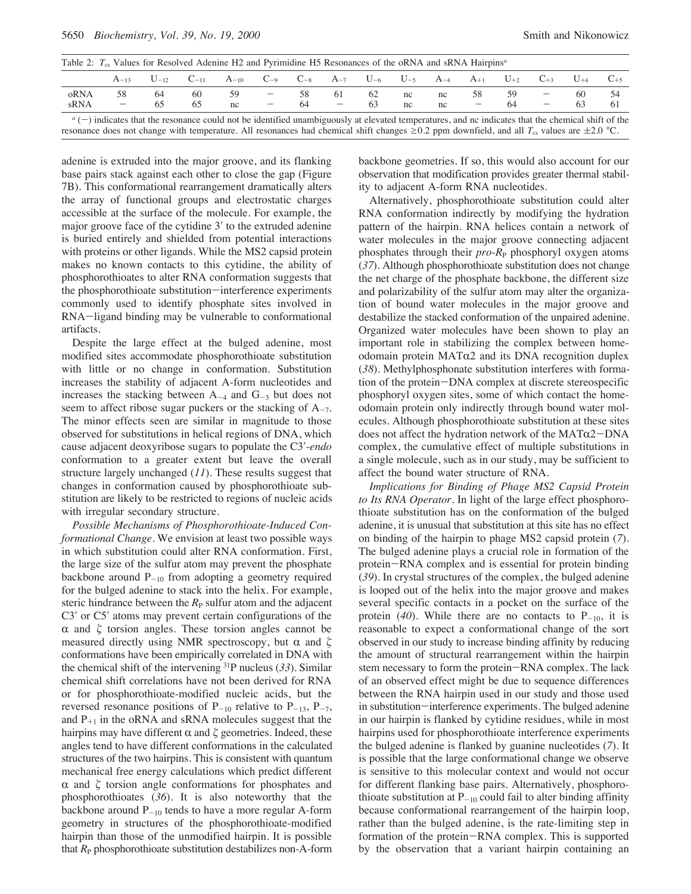Table 2: $T_{cs}$ Values for Resolved Adenine H2 and Pyrimidine H5 Resonances of the oRNA and sRNA Hairpins[a]

| | $A_{-13}$ | $U_{-12}$ | $C_{-11}$ | $A_{-10}$ | $C_{-9}$ | $C_{-8}$ | $A_{-7}$ | $U_{-6}$ | $U_{-5}$ | $A_{-4}$ | $A_{+1}$ | $U_{+2}$ | $C_{+3}$ | $U_{+4}$ | $C_{+5}$ |
|---|---|---|---|---|---|---|---|---|---|---|---|---|---|---|---|
| oRNA | 58 | 64 | 60 | 59 | − | 58 | 61 | 62 | nc | nc | 58 | 59 | − | 60 | 54 |
| sRNA | − | 65 | 65 | nc | − | 64 | − | 63 | nc | nc | − | 64 | − | 63 | 61 |

[a] (−) indicates that the resonance could not be identified unambiguously at elevated temperatures, and nc indicates that the chemical shift of the resonance does not change with temperature. All resonances had chemical shift changes ≥0.2 ppm downfield, and all $T_{cs}$ values are ±2.0 °C.

adenine is extruded into the major groove, and its flanking base pairs stack against each other to close the gap (Figure 7B). This conformational rearrangement dramatically alters the array of functional groups and electrostatic charges accessible at the surface of the molecule. For example, the major groove face of the cytidine 3′ to the extruded adenine is buried entirely and shielded from potential interactions with proteins or other ligands. While the MS2 capsid protein makes no known contacts to this cytidine, the ability of phosphorothioates to alter RNA conformation suggests that the phosphorothioate substitution−interference experiments commonly used to identify phosphate sites involved in RNA−ligand binding may be vulnerable to conformational artifacts.

Despite the large effect at the bulged adenine, most modified sites accommodate phosphorothioate substitution with little or no change in conformation. Substitution increases the stability of adjacent A-form nucleotides and increases the stacking between $A_{-4}$ and $G_{-3}$ but does not seem to affect ribose sugar puckers or the stacking of $A_{-7}$. The minor effects seen are similar in magnitude to those observed for substitutions in helical regions of DNA, which cause adjacent deoxyribose sugars to populate the C3′-*endo* conformation to a greater extent but leave the overall structure largely unchanged (*11*). These results suggest that changes in conformation caused by phosphorothioate substitution are likely to be restricted to regions of nucleic acids with irregular secondary structure.

*Possible Mechanisms of Phosphorothioate-Induced Conformational Change*. We envision at least two possible ways in which substitution could alter RNA conformation. First, the large size of the sulfur atom may prevent the phosphate backbone around $P_{-10}$ from adopting a geometry required for the bulged adenine to stack into the helix. For example, steric hindrance between the $R_P$ sulfur atom and the adjacent C3′ or C5′ atoms may prevent certain configurations of the $\alpha$ and $\zeta$ torsion angles. These torsion angles cannot be measured directly using NMR spectroscopy, but $\alpha$ and $\zeta$ conformations have been empirically correlated in DNA with the chemical shift of the intervening $^{31}$P nucleus (*33*). Similar chemical shift correlations have not been derived for RNA or for phosphorothioate-modified nucleic acids, but the reversed resonance positions of $P_{-10}$ relative to $P_{-13}$, $P_{-7}$, and $P_{+1}$ in the oRNA and sRNA molecules suggest that the hairpins may have different $\alpha$ and $\zeta$ geometries. Indeed, these angles tend to have different conformations in the calculated structures of the two hairpins. This is consistent with quantum mechanical free energy calculations which predict different $\alpha$ and $\zeta$ torsion angle conformations for phosphates and phosphorothioates (*36*). It is also noteworthy that the backbone around $P_{-10}$ tends to have a more regular A-form geometry in structures of the phosphorothioate-modified hairpin than those of the unmodified hairpin. It is possible that $R_P$ phosphorothioate substitution destabilizes non-A-form backbone geometries. If so, this would also account for our observation that modification provides greater thermal stability to adjacent A-form RNA nucleotides.

Alternatively, phosphorothioate substitution could alter RNA conformation indirectly by modifying the hydration pattern of the hairpin. RNA helices contain a network of water molecules in the major groove connecting adjacent phosphates through their *pro*-$R_P$ phosphoryl oxygen atoms (*37*). Although phosphorothioate substitution does not change the net charge of the phosphate backbone, the different size and polarizability of the sulfur atom may alter the organization of bound water molecules in the major groove and destabilize the stacked conformation of the unpaired adenine. Organized water molecules have been shown to play an important role in stabilizing the complex between homeodomain protein MATα2 and its DNA recognition duplex (*38*). Methylphosphonate substitution interferes with formation of the protein−DNA complex at discrete stereospecific phosphoryl oxygen sites, some of which contact the homeodomain protein only indirectly through bound water molecules. Although phosphorothioate substitution at these sites does not affect the hydration network of the MATα2−DNA complex, the cumulative effect of multiple substitutions in a single molecule, such as in our study, may be sufficient to affect the bound water structure of RNA.

*Implications for Binding of Phage MS2 Capsid Protein to Its RNA Operator*. In light of the large effect phosphorothioate substitution has on the conformation of the bulged adenine, it is unusual that substitution at this site has no effect on binding of the hairpin to phage MS2 capsid protein (*7*). The bulged adenine plays a crucial role in formation of the protein−RNA complex and is essential for protein binding (*39*). In crystal structures of the complex, the bulged adenine is looped out of the helix into the major groove and makes several specific contacts in a pocket on the surface of the protein (*40*). While there are no contacts to $P_{-10}$, it is reasonable to expect a conformational change of the sort observed in our study to increase binding affinity by reducing the amount of structural rearrangement within the hairpin stem necessary to form the protein−RNA complex. The lack of an observed effect might be due to sequence differences between the RNA hairpin used in our study and those used in substitution−interference experiments. The bulged adenine in our hairpin is flanked by cytidine residues, while in most hairpins used for phosphorothioate interference experiments the bulged adenine is flanked by guanine nucleotides (*7*). It is possible that the large conformational change we observe is sensitive to this molecular context and would not occur for different flanking base pairs. Alternatively, phosphorothioate substitution at $P_{-10}$ could fail to alter binding affinity because conformational rearrangement of the hairpin loop, rather than the bulged adenine, is the rate-limiting step in formation of the protein−RNA complex. This is supported by the observation that a variant hairpin containing an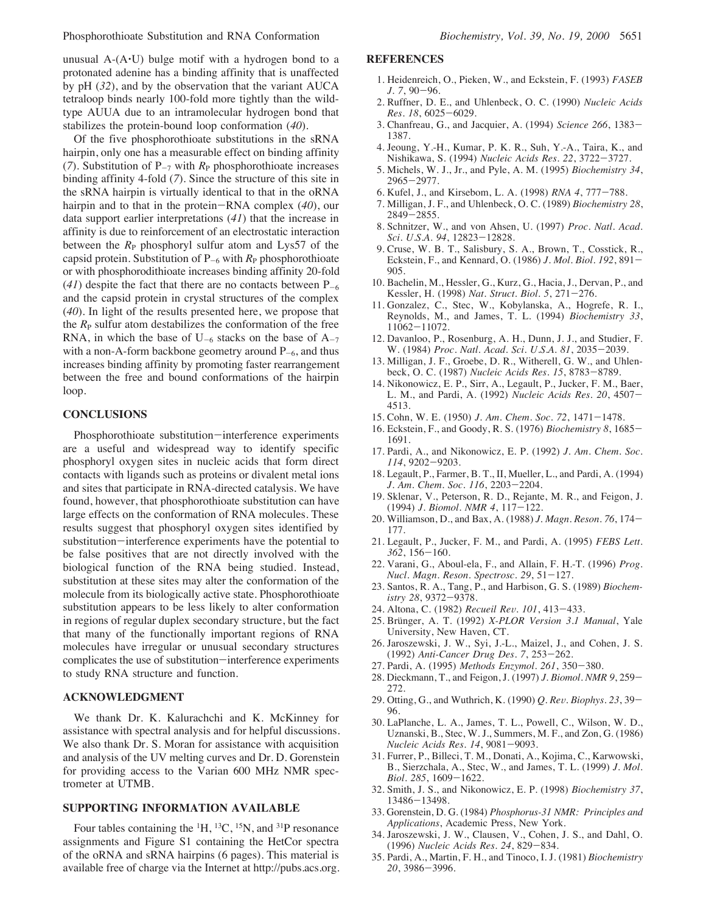unusual A-(A·U) bulge motif with a hydrogen bond to a protonated adenine has a binding affinity that is unaffected by pH (*32*), and by the observation that the variant AUCA tetraloop binds nearly 100-fold more tightly than the wild-type AUUA due to an intramolecular hydrogen bond that stabilizes the protein-bound loop conformation (*40*).

Of the five phosphorothioate substitutions in the sRNA hairpin, only one has a measurable effect on binding affinity (*7*). Substitution of $P_{-7}$ with $R_P$ phosphorothioate increases binding affinity 4-fold (*7*). Since the structure of this site in the sRNA hairpin is virtually identical to that in the oRNA hairpin and to that in the protein–RNA complex (*40*), our data support earlier interpretations (*41*) that the increase in affinity is due to reinforcement of an electrostatic interaction between the $R_P$ phosphoryl sulfur atom and Lys57 of the capsid protein. Substitution of $P_{-6}$ with $R_P$ phosphorothioate or with phosphorodithioate increases binding affinity 20-fold (*41*) despite the fact that there are no contacts between $P_{-6}$ and the capsid protein in crystal structures of the complex (*40*). In light of the results presented here, we propose that the $R_P$ sulfur atom destabilizes the conformation of the free RNA, in which the base of $U_{-6}$ stacks on the base of $A_{-7}$ with a non-A-form backbone geometry around $P_{-6}$, and thus increases binding affinity by promoting faster rearrangement between the free and bound conformations of the hairpin loop.

## CONCLUSIONS

Phosphorothioate substitution–interference experiments are a useful and widespread way to identify specific phosphoryl oxygen sites in nucleic acids that form direct contacts with ligands such as proteins or divalent metal ions and sites that participate in RNA-directed catalysis. We have found, however, that phosphorothioate substitution can have large effects on the conformation of RNA molecules. These results suggest that phosphoryl oxygen sites identified by substitution–interference experiments have the potential to be false positives that are not directly involved with the biological function of the RNA being studied. Instead, substitution at these sites may alter the conformation of the molecule from its biologically active state. Phosphorothioate substitution appears to be less likely to alter conformation in regions of regular duplex secondary structure, but the fact that many of the functionally important regions of RNA molecules have irregular or unusual secondary structures complicates the use of substitution–interference experiments to study RNA structure and function.

## ACKNOWLEDGMENT

We thank Dr. K. Kalurachchi and K. McKinney for assistance with spectral analysis and for helpful discussions. We also thank Dr. S. Moran for assistance with acquisition and analysis of the UV melting curves and Dr. D. Gorenstein for providing access to the Varian 600 MHz NMR spectrometer at UTMB.

## SUPPORTING INFORMATION AVAILABLE

Four tables containing the $^{1}$H, $^{13}$C, $^{15}$N, and $^{31}$P resonance assignments and Figure S1 containing the HetCor spectra of the oRNA and sRNA hairpins (6 pages). This material is available free of charge via the Internet at http://pubs.acs.org.

## REFERENCES

1. Heidenreich, O., Pieken, W., and Eckstein, F. (1993) *FASEB J. 7*, 90–96.
2. Ruffner, D. E., and Uhlenbeck, O. C. (1990) *Nucleic Acids Res. 18*, 6025–6029.
3. Chanfreau, G., and Jacquier, A. (1994) *Science 266*, 1383–1387.
4. Jeoung, Y.-H., Kumar, P. K. R., Suh, Y.-A., Taira, K., and Nishikawa, S. (1994) *Nucleic Acids Res. 22*, 3722–3727.
5. Michels, W. J., Jr., and Pyle, A. M. (1995) *Biochemistry 34*, 2965–2977.
6. Kufel, J., and Kirsebom, L. A. (1998) *RNA 4*, 777–788.
7. Milligan, J. F., and Uhlenbeck, O. C. (1989) *Biochemistry 28*, 2849–2855.
8. Schnitzer, W., and von Ahsen, U. (1997) *Proc. Natl. Acad. Sci. U.S.A. 94*, 12823–12828.
9. Cruse, W. B. T., Salisbury, S. A., Brown, T., Cosstick, R., Eckstein, F., and Kennard, O. (1986) *J. Mol. Biol. 192*, 891–905.
10. Bachelin, M., Hessler, G., Kurz, G., Hacia, J., Dervan, P., and Kessler, H. (1998) *Nat. Struct. Biol. 5*, 271–276.
11. Gonzalez, C., Stec, W., Kobylanska, A., Hogrefe, R. I., Reynolds, M., and James, T. L. (1994) *Biochemistry 33*, 11062–11072.
12. Davanloo, P., Rosenburg, A. H., Dunn, J. J., and Studier, F. W. (1984) *Proc. Natl. Acad. Sci. U.S.A. 81*, 2035–2039.
13. Milligan, J. F., Groebe, D. R., Witherell, G. W., and Uhlenbeck, O. C. (1987) *Nucleic Acids Res. 15*, 8783–8789.
14. Nikonowicz, E. P., Sirr, A., Legault, P., Jucker, F. M., Baer, L. M., and Pardi, A. (1992) *Nucleic Acids Res. 20*, 4507–4513.
15. Cohn, W. E. (1950) *J. Am. Chem. Soc. 72*, 1471–1478.
16. Eckstein, F., and Goody, R. S. (1976) *Biochemistry 8*, 1685–1691.
17. Pardi, A., and Nikonowicz, E. P. (1992) *J. Am. Chem. Soc. 114*, 9202–9203.
18. Legault, P., Farmer, B. T., II, Mueller, L., and Pardi, A. (1994) *J. Am. Chem. Soc. 116*, 2203–2204.
19. Sklenar, V., Peterson, R. D., Rejante, M. R., and Feigon, J. (1994) *J. Biomol. NMR 4*, 117–122.
20. Williamson, D., and Bax, A. (1988) *J. Magn. Reson. 76*, 174–177.
21. Legault, P., Jucker, F. M., and Pardi, A. (1995) *FEBS Lett. 362*, 156–160.
22. Varani, G., Aboul-ela, F., and Allain, F. H.-T. (1996) *Prog. Nucl. Magn. Reson. Spectrosc. 29*, 51–127.
23. Santos, R. A., Tang, P., and Harbison, G. S. (1989) *Biochemistry 28*, 9372–9378.
24. Altona, C. (1982) *Recueil Rev. 101*, 413–433.
25. Brünger, A. T. (1992) *X-PLOR Version 3.1 Manual*, Yale University, New Haven, CT.
26. Jaroszewski, J. W., Syi, J.-L., Maizel, J., and Cohen, J. S. (1992) *Anti-Cancer Drug Des. 7*, 253–262.
27. Pardi, A. (1995) *Methods Enzymol. 261*, 350–380.
28. Dieckmann, T., and Feigon, J. (1997) *J. Biomol. NMR 9*, 259–272.
29. Otting, G., and Wuthrich, K. (1990) *Q. Rev. Biophys. 23*, 39–96.
30. LaPlanche, L. A., James, T. L., Powell, C., Wilson, W. D., Uznanski, B., Stec, W. J., Summers, M. F., and Zon, G. (1986) *Nucleic Acids Res. 14*, 9081–9093.
31. Furrer, P., Billeci, T. M., Donati, A., Kojima, C., Karwowski, B., Sierzchala, A., Stec, W., and James, T. L. (1999) *J. Mol. Biol. 285*, 1609–1622.
32. Smith, J. S., and Nikonowicz, E. P. (1998) *Biochemistry 37*, 13486–13498.
33. Gorenstein, D. G. (1984) *Phosphorus-31 NMR: Principles and Applications*, Academic Press, New York.
34. Jaroszewski, J. W., Clausen, V., Cohen, J. S., and Dahl, O. (1996) *Nucleic Acids Res. 24*, 829–834.
35. Pardi, A., Martin, F. H., and Tinoco, I. J. (1981) *Biochemistry 20*, 3986–3996.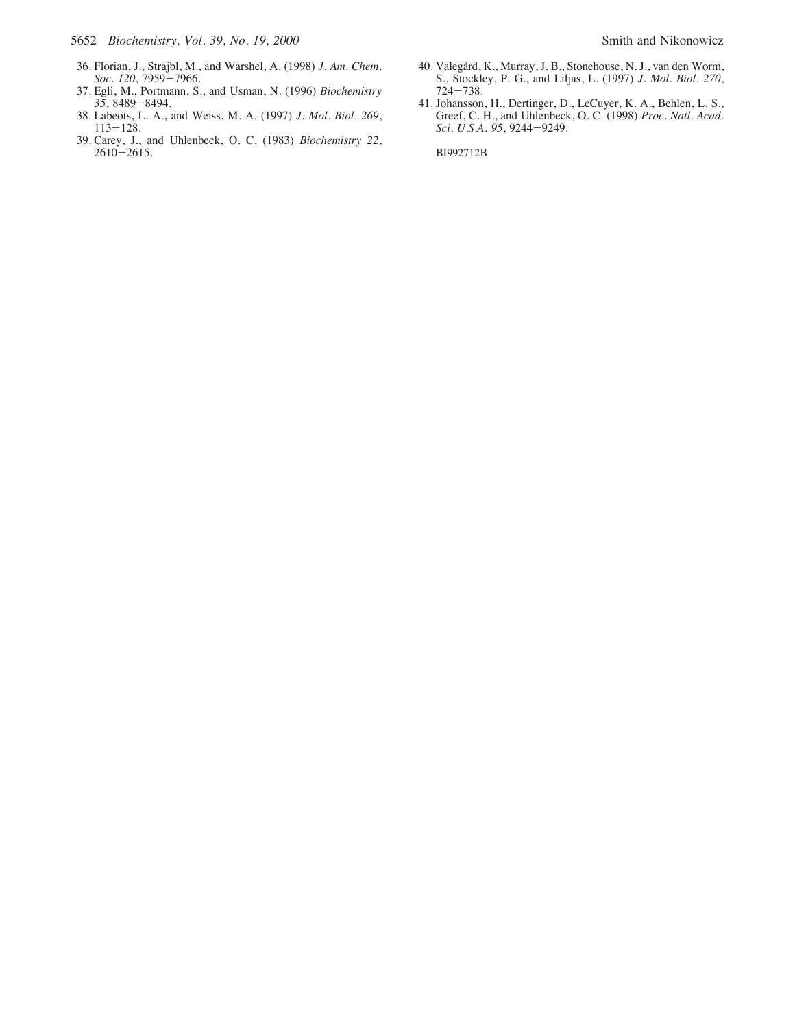36. Florian, J., Strajbl, M., and Warshel, A. (1998) *J. Am. Chem. Soc. 120*, 7959–7966.
37. Egli, M., Portmann, S., and Usman, N. (1996) *Biochemistry 35*, 8489–8494.
38. Labeots, L. A., and Weiss, M. A. (1997) *J. Mol. Biol. 269*, 113–128.
39. Carey, J., and Uhlenbeck, O. C. (1983) *Biochemistry 22*, 2610–2615.
40. Valegård, K., Murray, J. B., Stonehouse, N. J., van den Worm, S., Stockley, P. G., and Liljas, L. (1997) *J. Mol. Biol. 270*, 724–738.
41. Johansson, H., Dertinger, D., LeCuyer, K. A., Behlen, L. S., Greef, C. H., and Uhlenbeck, O. C. (1998) *Proc. Natl. Acad. Sci. U.S.A. 95*, 9244–9249.

BI992712B